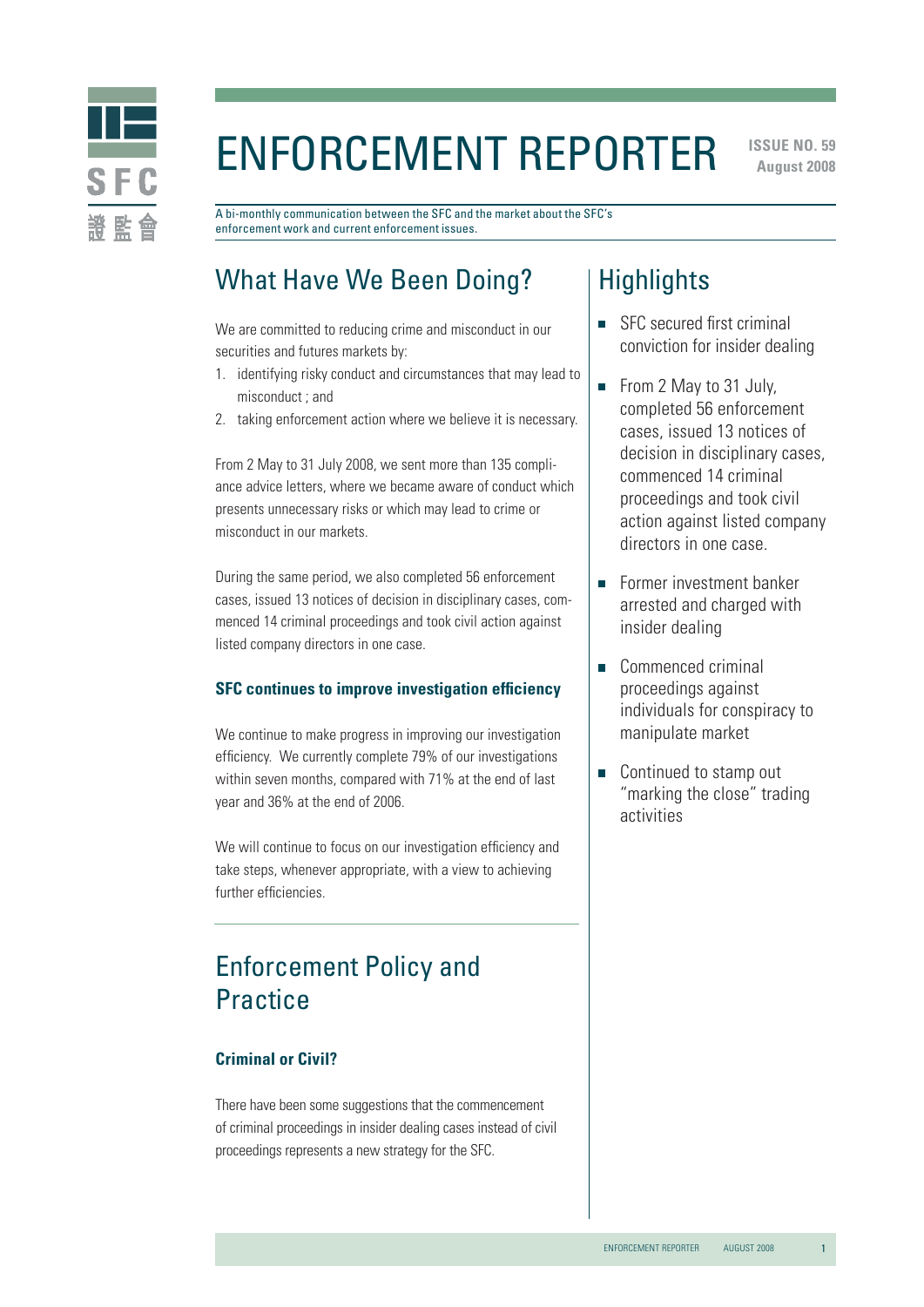# ENFORCEMENT REPORTER

**ISSUE NO. 59**
**August 2008**

A bi-monthly communication between the SFC and the market about the SFC's enforcement work and current enforcement issues.

## What Have We Been Doing?

We are committed to reducing crime and misconduct in our securities and futures markets by:

1. identifying risky conduct and circumstances that may lead to misconduct ; and
2. taking enforcement action where we believe it is necessary.

From 2 May to 31 July 2008, we sent more than 135 compliance advice letters, where we became aware of conduct which presents unnecessary risks or which may lead to crime or misconduct in our markets.

During the same period, we also completed 56 enforcement cases, issued 13 notices of decision in disciplinary cases, commenced 14 criminal proceedings and took civil action against listed company directors in one case.

### SFC continues to improve investigation efficiency

We continue to make progress in improving our investigation efficiency. We currently complete 79% of our investigations within seven months, compared with 71% at the end of last year and 36% at the end of 2006.

We will continue to focus on our investigation efficiency and take steps, whenever appropriate, with a view to achieving further efficiencies.

## Enforcement Policy and Practice

### Criminal or Civil?

There have been some suggestions that the commencement of criminal proceedings in insider dealing cases instead of civil proceedings represents a new strategy for the SFC.

## Highlights

- SFC secured first criminal conviction for insider dealing
- From 2 May to 31 July, completed 56 enforcement cases, issued 13 notices of decision in disciplinary cases, commenced 14 criminal proceedings and took civil action against listed company directors in one case.
- Former investment banker arrested and charged with insider dealing
- Commenced criminal proceedings against individuals for conspiracy to manipulate market
- Continued to stamp out "marking the close" trading activities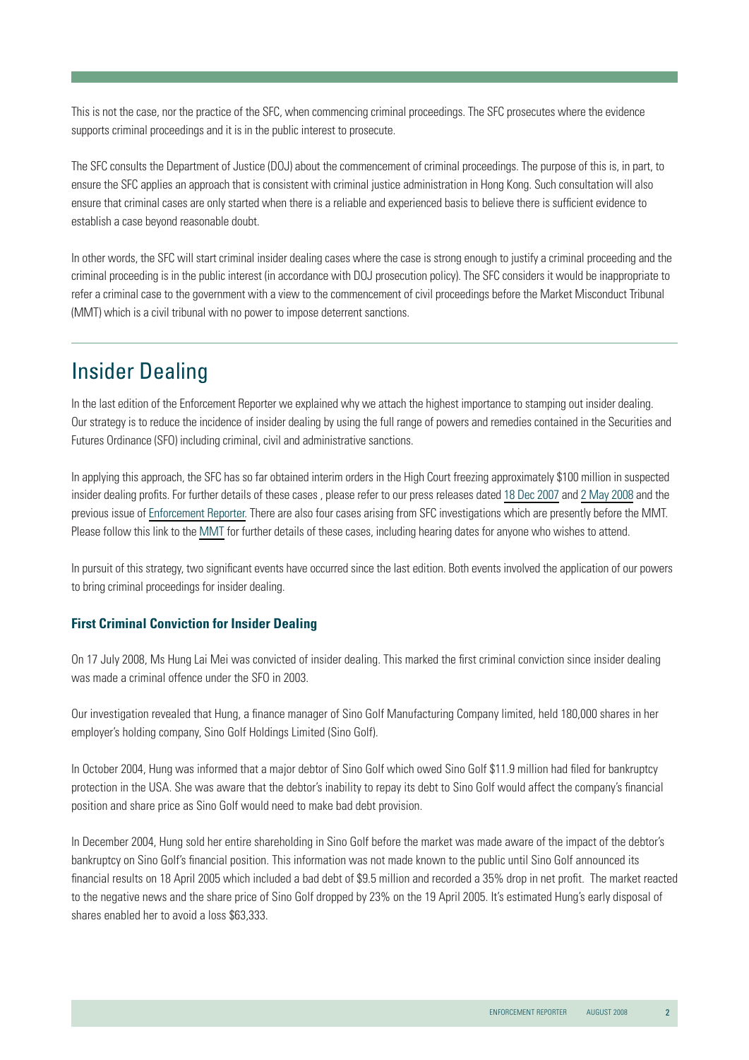This is not the case, nor the practice of the SFC, when commencing criminal proceedings. The SFC prosecutes where the evidence supports criminal proceedings and it is in the public interest to prosecute.

The SFC consults the Department of Justice (DOJ) about the commencement of criminal proceedings. The purpose of this is, in part, to ensure the SFC applies an approach that is consistent with criminal justice administration in Hong Kong. Such consultation will also ensure that criminal cases are only started when there is a reliable and experienced basis to believe there is sufficient evidence to establish a case beyond reasonable doubt.

In other words, the SFC will start criminal insider dealing cases where the case is strong enough to justify a criminal proceeding and the criminal proceeding is in the public interest (in accordance with DOJ prosecution policy). The SFC considers it would be inappropriate to refer a criminal case to the government with a view to the commencement of civil proceedings before the Market Misconduct Tribunal (MMT) which is a civil tribunal with no power to impose deterrent sanctions.

# Insider Dealing

In the last edition of the Enforcement Reporter we explained why we attach the highest importance to stamping out insider dealing. Our strategy is to reduce the incidence of insider dealing by using the full range of powers and remedies contained in the Securities and Futures Ordinance (SFO) including criminal, civil and administrative sanctions.

In applying this approach, the SFC has so far obtained interim orders in the High Court freezing approximately $100 million in suspected insider dealing profits. For further details of these cases , please refer to our press releases dated 18 Dec 2007 and 2 May 2008 and the previous issue of Enforcement Reporter. There are also four cases arising from SFC investigations which are presently before the MMT. Please follow this link to the MMT for further details of these cases, including hearing dates for anyone who wishes to attend.

In pursuit of this strategy, two significant events have occurred since the last edition. Both events involved the application of our powers to bring criminal proceedings for insider dealing.

### First Criminal Conviction for Insider Dealing

On 17 July 2008, Ms Hung Lai Mei was convicted of insider dealing. This marked the first criminal conviction since insider dealing was made a criminal offence under the SFO in 2003.

Our investigation revealed that Hung, a finance manager of Sino Golf Manufacturing Company limited, held 180,000 shares in her employer's holding company, Sino Golf Holdings Limited (Sino Golf).

In October 2004, Hung was informed that a major debtor of Sino Golf which owed Sino Golf $11.9 million had filed for bankruptcy protection in the USA. She was aware that the debtor's inability to repay its debt to Sino Golf would affect the company's financial position and share price as Sino Golf would need to make bad debt provision.

In December 2004, Hung sold her entire shareholding in Sino Golf before the market was made aware of the impact of the debtor's bankruptcy on Sino Golf's financial position. This information was not made known to the public until Sino Golf announced its financial results on 18 April 2005 which included a bad debt of $9.5 million and recorded a 35% drop in net profit. The market reacted to the negative news and the share price of Sino Golf dropped by 23% on the 19 April 2005. It's estimated Hung's early disposal of shares enabled her to avoid a loss $63,333.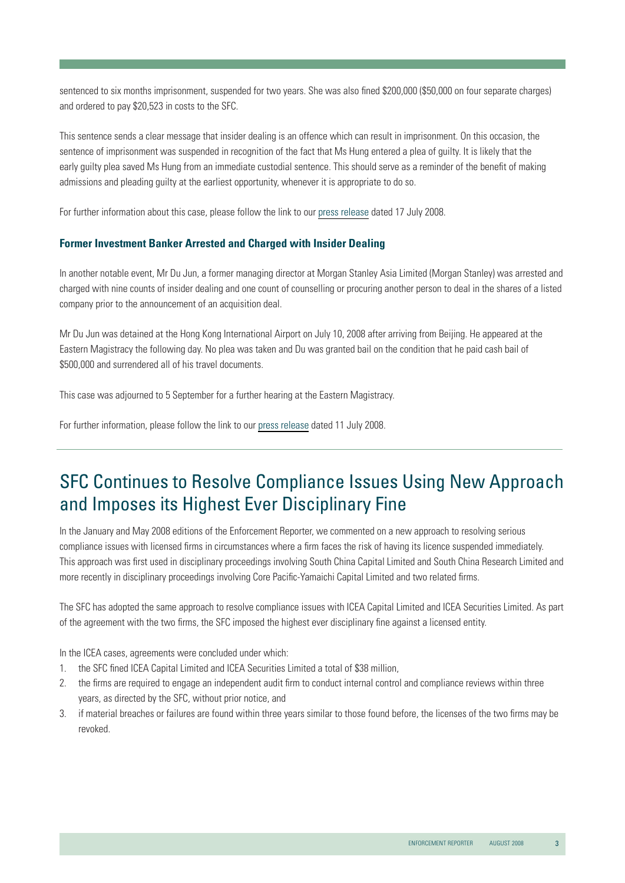sentenced to six months imprisonment, suspended for two years. She was also fined $200,000 ($50,000 on four separate charges) and ordered to pay $20,523 in costs to the SFC.

This sentence sends a clear message that insider dealing is an offence which can result in imprisonment. On this occasion, the sentence of imprisonment was suspended in recognition of the fact that Ms Hung entered a plea of guilty. It is likely that the early guilty plea saved Ms Hung from an immediate custodial sentence. This should serve as a reminder of the benefit of making admissions and pleading guilty at the earliest opportunity, whenever it is appropriate to do so.

For further information about this case, please follow the link to our press release dated 17 July 2008.

### Former Investment Banker Arrested and Charged with Insider Dealing

In another notable event, Mr Du Jun, a former managing director at Morgan Stanley Asia Limited (Morgan Stanley) was arrested and charged with nine counts of insider dealing and one count of counselling or procuring another person to deal in the shares of a listed company prior to the announcement of an acquisition deal.

Mr Du Jun was detained at the Hong Kong International Airport on July 10, 2008 after arriving from Beijing. He appeared at the Eastern Magistracy the following day. No plea was taken and Du was granted bail on the condition that he paid cash bail of $500,000 and surrendered all of his travel documents.

This case was adjourned to 5 September for a further hearing at the Eastern Magistracy.

For further information, please follow the link to our press release dated 11 July 2008.

## SFC Continues to Resolve Compliance Issues Using New Approach and Imposes its Highest Ever Disciplinary Fine

In the January and May 2008 editions of the Enforcement Reporter, we commented on a new approach to resolving serious compliance issues with licensed firms in circumstances where a firm faces the risk of having its licence suspended immediately. This approach was first used in disciplinary proceedings involving South China Capital Limited and South China Research Limited and more recently in disciplinary proceedings involving Core Pacific-Yamaichi Capital Limited and two related firms.

The SFC has adopted the same approach to resolve compliance issues with ICEA Capital Limited and ICEA Securities Limited. As part of the agreement with the two firms, the SFC imposed the highest ever disciplinary fine against a licensed entity.

In the ICEA cases, agreements were concluded under which:

1. the SFC fined ICEA Capital Limited and ICEA Securities Limited a total of $38 million,
2. the firms are required to engage an independent audit firm to conduct internal control and compliance reviews within three years, as directed by the SFC, without prior notice, and
3. if material breaches or failures are found within three years similar to those found before, the licenses of the two firms may be revoked.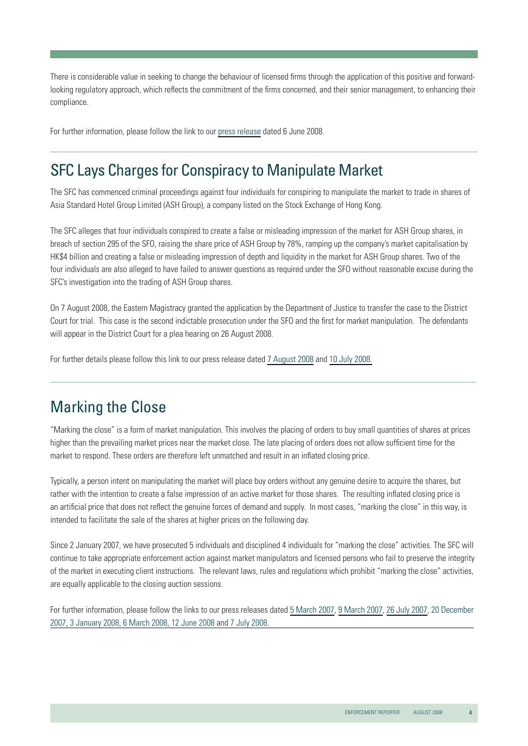There is considerable value in seeking to change the behaviour of licensed firms through the application of this positive and forward-looking regulatory approach, which reflects the commitment of the firms concerned, and their senior management, to enhancing their compliance.

For further information, please follow the link to our press release dated 6 June 2008.

## SFC Lays Charges for Conspiracy to Manipulate Market

The SFC has commenced criminal proceedings against four individuals for conspiring to manipulate the market to trade in shares of Asia Standard Hotel Group Limited (ASH Group), a company listed on the Stock Exchange of Hong Kong.

The SFC alleges that four individuals conspired to create a false or misleading impression of the market for ASH Group shares, in breach of section 295 of the SFO, raising the share price of ASH Group by 78%, ramping up the company's market capitalisation by HK$4 billion and creating a false or misleading impression of depth and liquidity in the market for ASH Group shares. Two of the four individuals are also alleged to have failed to answer questions as required under the SFO without reasonable excuse during the SFC's investigation into the trading of ASH Group shares.

On 7 August 2008, the Eastern Magistracy granted the application by the Department of Justice to transfer the case to the District Court for trial. This case is the second indictable prosecution under the SFO and the first for market manipulation. The defendants will appear in the District Court for a plea hearing on 26 August 2008.

For further details please follow this link to our press release dated 7 August 2008 and 10 July 2008.

## Marking the Close

"Marking the close" is a form of market manipulation. This involves the placing of orders to buy small quantities of shares at prices higher than the prevailing market prices near the market close. The late placing of orders does not allow sufficient time for the market to respond. These orders are therefore left unmatched and result in an inflated closing price.

Typically, a person intent on manipulating the market will place buy orders without any genuine desire to acquire the shares, but rather with the intention to create a false impression of an active market for those shares. The resulting inflated closing price is an artificial price that does not reflect the genuine forces of demand and supply. In most cases, "marking the close" in this way, is intended to facilitate the sale of the shares at higher prices on the following day.

Since 2 January 2007, we have prosecuted 5 individuals and disciplined 4 individuals for "marking the close" activities. The SFC will continue to take appropriate enforcement action against market manipulators and licensed persons who fail to preserve the integrity of the market in executing client instructions. The relevant laws, rules and regulations which prohibit "marking the close" activities, are equally applicable to the closing auction sessions.

For further information, please follow the links to our press releases dated 5 March 2007, 9 March 2007, 26 July 2007, 20 December 2007, 3 January 2008, 6 March 2008, 12 June 2008 and 7 July 2008.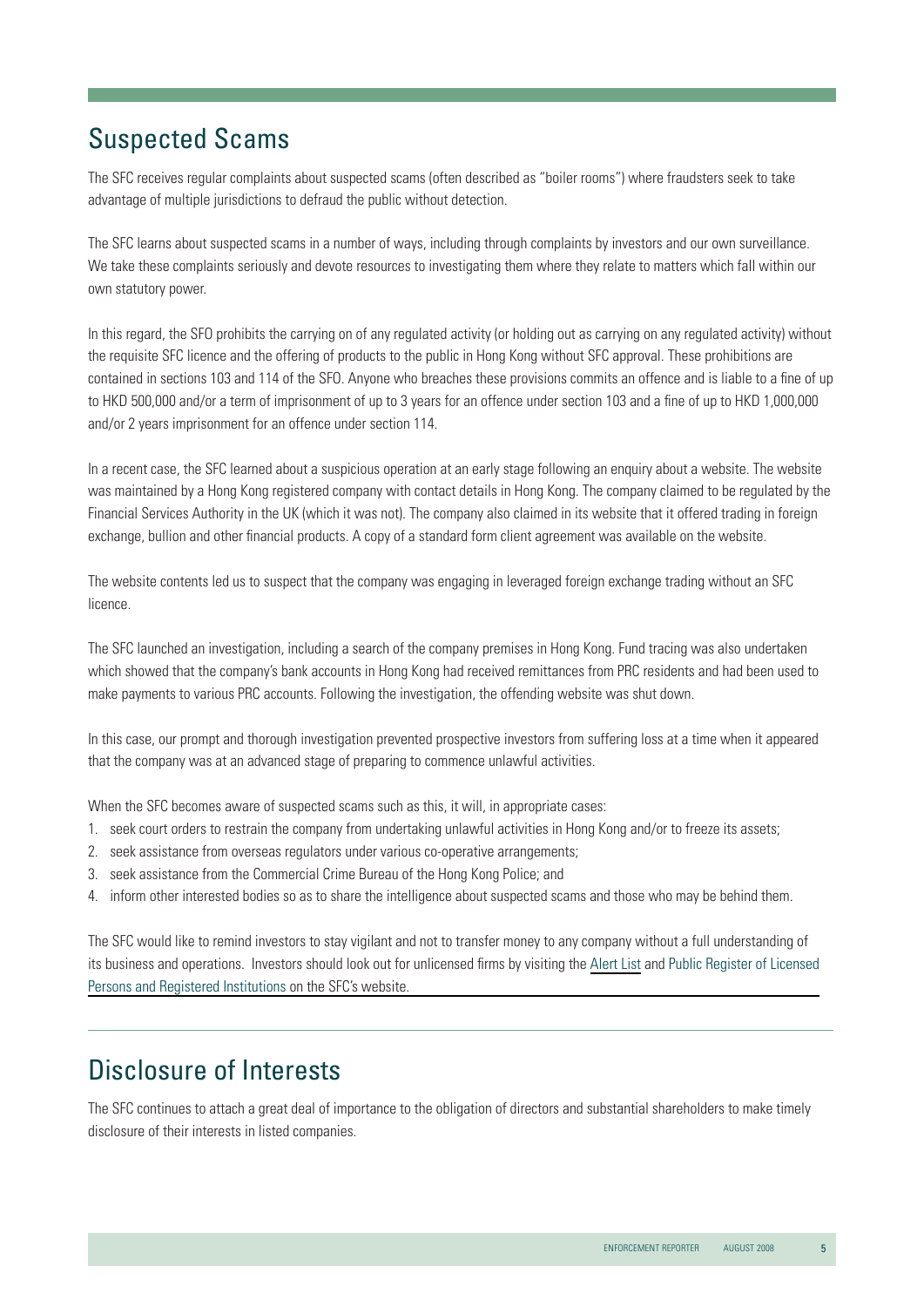## Suspected Scams

The SFC receives regular complaints about suspected scams (often described as "boiler rooms") where fraudsters seek to take advantage of multiple jurisdictions to defraud the public without detection.

The SFC learns about suspected scams in a number of ways, including through complaints by investors and our own surveillance. We take these complaints seriously and devote resources to investigating them where they relate to matters which fall within our own statutory power.

In this regard, the SFO prohibits the carrying on of any regulated activity (or holding out as carrying on any regulated activity) without the requisite SFC licence and the offering of products to the public in Hong Kong without SFC approval. These prohibitions are contained in sections 103 and 114 of the SFO. Anyone who breaches these provisions commits an offence and is liable to a fine of up to HKD 500,000 and/or a term of imprisonment of up to 3 years for an offence under section 103 and a fine of up to HKD 1,000,000 and/or 2 years imprisonment for an offence under section 114.

In a recent case, the SFC learned about a suspicious operation at an early stage following an enquiry about a website. The website was maintained by a Hong Kong registered company with contact details in Hong Kong. The company claimed to be regulated by the Financial Services Authority in the UK (which it was not). The company also claimed in its website that it offered trading in foreign exchange, bullion and other financial products. A copy of a standard form client agreement was available on the website.

The website contents led us to suspect that the company was engaging in leveraged foreign exchange trading without an SFC licence.

The SFC launched an investigation, including a search of the company premises in Hong Kong. Fund tracing was also undertaken which showed that the company's bank accounts in Hong Kong had received remittances from PRC residents and had been used to make payments to various PRC accounts. Following the investigation, the offending website was shut down.

In this case, our prompt and thorough investigation prevented prospective investors from suffering loss at a time when it appeared that the company was at an advanced stage of preparing to commence unlawful activities.

When the SFC becomes aware of suspected scams such as this, it will, in appropriate cases:

1. seek court orders to restrain the company from undertaking unlawful activities in Hong Kong and/or to freeze its assets;
2. seek assistance from overseas regulators under various co-operative arrangements;
3. seek assistance from the Commercial Crime Bureau of the Hong Kong Police; and
4. inform other interested bodies so as to share the intelligence about suspected scams and those who may be behind them.

The SFC would like to remind investors to stay vigilant and not to transfer money to any company without a full understanding of its business and operations. Investors should look out for unlicensed firms by visiting the Alert List and Public Register of Licensed Persons and Registered Institutions on the SFC's website.

## Disclosure of Interests

The SFC continues to attach a great deal of importance to the obligation of directors and substantial shareholders to make timely disclosure of their interests in listed companies.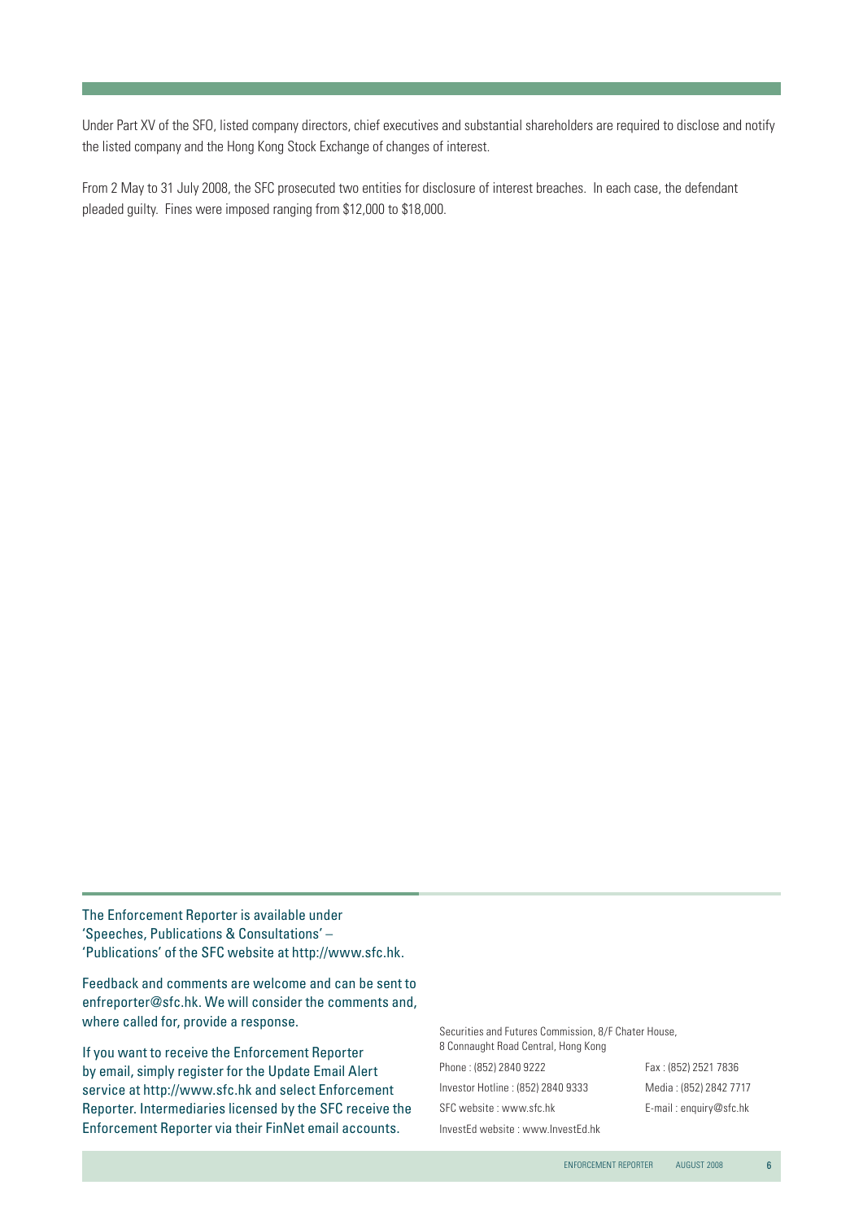Under Part XV of the SFO, listed company directors, chief executives and substantial shareholders are required to disclose and notify the listed company and the Hong Kong Stock Exchange of changes of interest.

From 2 May to 31 July 2008, the SFC prosecuted two entities for disclosure of interest breaches. In each case, the defendant pleaded guilty. Fines were imposed ranging from $12,000 to $18,000.

The Enforcement Reporter is available under 'Speeches, Publications & Consultations' – 'Publications' of the SFC website at http://www.sfc.hk.

Feedback and comments are welcome and can be sent to enfreporter@sfc.hk. We will consider the comments and, where called for, provide a response.

If you want to receive the Enforcement Reporter by email, simply register for the Update Email Alert service at http://www.sfc.hk and select Enforcement Reporter. Intermediaries licensed by the SFC receive the Enforcement Reporter via their FinNet email accounts.

Securities and Futures Commission, 8/F Chater House,
8 Connaught Road Central, Hong Kong

Phone : (852) 2840 9222
Fax : (852) 2521 7836
Investor Hotline : (852) 2840 9333
Media : (852) 2842 7717
SFC website : www.sfc.hk
E-mail : enquiry@sfc.hk
InvestEd website : www.InvestEd.hk